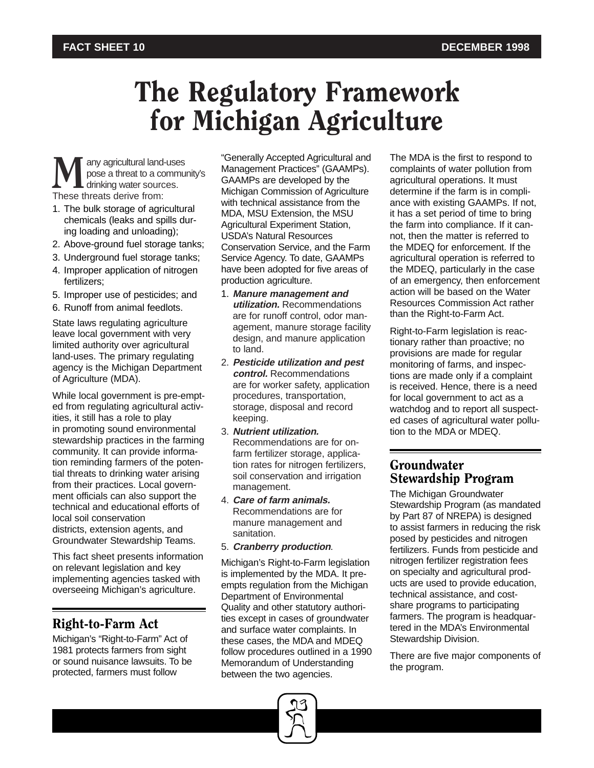# The Regulatory Framework for Michigan Agriculture

Many agricultural land-uses pose a threat to a community's drinking water sources. These threats derive from:

1. The bulk storage of agricultural chemicals (leaks and spills during loading and unloading);
2. Above-ground fuel storage tanks;
3. Underground fuel storage tanks;
4. Improper application of nitrogen fertilizers;
5. Improper use of pesticides; and
6. Runoff from animal feedlots.

State laws regulating agriculture leave local government with very limited authority over agricultural land-uses. The primary regulating agency is the Michigan Department of Agriculture (MDA).

While local government is pre-empted from regulating agricultural activities, it still has a role to play in promoting sound environmental stewardship practices in the farming community. It can provide information reminding farmers of the potential threats to drinking water arising from their practices. Local government officials can also support the technical and educational efforts of local soil conservation districts, extension agents, and Groundwater Stewardship Teams.

This fact sheet presents information on relevant legislation and key implementing agencies tasked with overseeing Michigan's agriculture.

## Right-to-Farm Act

Michigan's "Right-to-Farm" Act of 1981 protects farmers from sight or sound nuisance lawsuits. To be protected, farmers must follow "Generally Accepted Agricultural and Management Practices" (GAAMPs). GAAMPs are developed by the Michigan Commission of Agriculture with technical assistance from the MDA, MSU Extension, the MSU Agricultural Experiment Station, USDA's Natural Resources Conservation Service, and the Farm Service Agency. To date, GAAMPs have been adopted for five areas of production agriculture.

1. ***Manure management and utilization.*** Recommendations are for runoff control, odor management, manure storage facility design, and manure application to land.
2. ***Pesticide utilization and pest control.*** Recommendations are for worker safety, application procedures, transportation, storage, disposal and record keeping.
3. ***Nutrient utilization.*** Recommendations are for on-farm fertilizer storage, application rates for nitrogen fertilizers, soil conservation and irrigation management.
4. ***Care of farm animals.*** Recommendations are for manure management and sanitation.
5. ***Cranberry production***.

Michigan's Right-to-Farm legislation is implemented by the MDA. It preempts regulation from the Michigan Department of Environmental Quality and other statutory authorities except in cases of groundwater and surface water complaints. In these cases, the MDA and MDEQ follow procedures outlined in a 1990 Memorandum of Understanding between the two agencies.

The MDA is the first to respond to complaints of water pollution from agricultural operations. It must determine if the farm is in compliance with existing GAAMPs. If not, it has a set period of time to bring the farm into compliance. If it cannot, then the matter is referred to the MDEQ for enforcement. If the agricultural operation is referred to the MDEQ, particularly in the case of an emergency, then enforcement action will be based on the Water Resources Commission Act rather than the Right-to-Farm Act.

Right-to-Farm legislation is reactionary rather than proactive; no provisions are made for regular monitoring of farms, and inspections are made only if a complaint is received. Hence, there is a need for local government to act as a watchdog and to report all suspected cases of agricultural water pollution to the MDA or MDEQ.

## Groundwater Stewardship Program

The Michigan Groundwater Stewardship Program (as mandated by Part 87 of NREPA) is designed to assist farmers in reducing the risk posed by pesticides and nitrogen fertilizers. Funds from pesticide and nitrogen fertilizer registration fees on specialty and agricultural products are used to provide education, technical assistance, and cost-share programs to participating farmers. The program is headquartered in the MDA's Environmental Stewardship Division.

There are five major components of the program.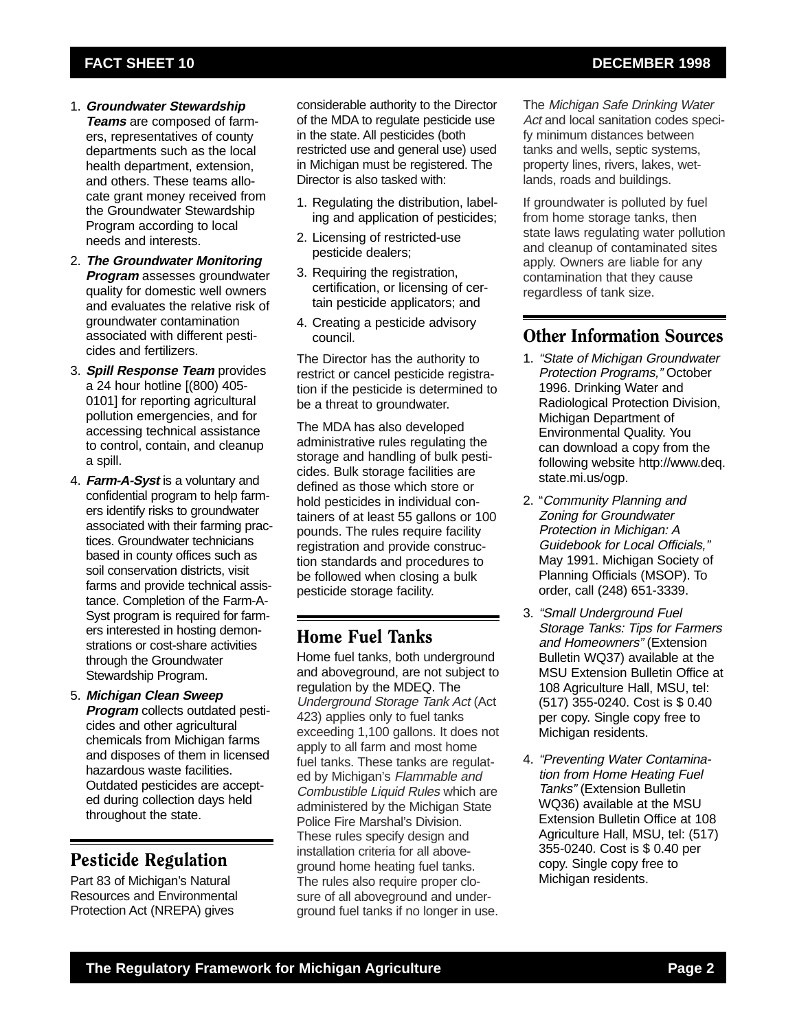1. ***Groundwater Stewardship Teams*** are composed of farmers, representatives of county departments such as the local health department, extension, and others. These teams allocate grant money received from the Groundwater Stewardship Program according to local needs and interests.
2. ***The Groundwater Monitoring Program*** assesses groundwater quality for domestic well owners and evaluates the relative risk of groundwater contamination associated with different pesticides and fertilizers.
3. ***Spill Response Team*** provides a 24 hour hotline [(800) 405-0101] for reporting agricultural pollution emergencies, and for accessing technical assistance to control, contain, and cleanup a spill.
4. ***Farm-A-Syst*** is a voluntary and confidential program to help farmers identify risks to groundwater associated with their farming practices. Groundwater technicians based in county offices such as soil conservation districts, visit farms and provide technical assistance. Completion of the Farm-A-Syst program is required for farmers interested in hosting demonstrations or cost-share activities through the Groundwater Stewardship Program.
5. ***Michigan Clean Sweep Program*** collects outdated pesticides and other agricultural chemicals from Michigan farms and disposes of them in licensed hazardous waste facilities. Outdated pesticides are accepted during collection days held throughout the state.

## Pesticide Regulation

Part 83 of Michigan's Natural Resources and Environmental Protection Act (NREPA) gives considerable authority to the Director of the MDA to regulate pesticide use in the state. All pesticides (both restricted use and general use) used in Michigan must be registered. The Director is also tasked with:

1. Regulating the distribution, labeling and application of pesticides;
2. Licensing of restricted-use pesticide dealers;
3. Requiring the registration, certification, or licensing of certain pesticide applicators; and
4. Creating a pesticide advisory council.

The Director has the authority to restrict or cancel pesticide registration if the pesticide is determined to be a threat to groundwater.

The MDA has also developed administrative rules regulating the storage and handling of bulk pesticides. Bulk storage facilities are defined as those which store or hold pesticides in individual containers of at least 55 gallons or 100 pounds. The rules require facility registration and provide construction standards and procedures to be followed when closing a bulk pesticide storage facility.

## Home Fuel Tanks

Home fuel tanks, both underground and aboveground, are not subject to regulation by the MDEQ. The *Underground Storage Tank Act* (Act 423) applies only to fuel tanks exceeding 1,100 gallons. It does not apply to all farm and most home fuel tanks. These tanks are regulated by Michigan's *Flammable and Combustible Liquid Rules* which are administered by the Michigan State Police Fire Marshal's Division. These rules specify design and installation criteria for all aboveground home heating fuel tanks. The rules also require proper closure of all aboveground and underground fuel tanks if no longer in use. The *Michigan Safe Drinking Water Act* and local sanitation codes specify minimum distances between tanks and wells, septic systems, property lines, rivers, lakes, wetlands, roads and buildings.

If groundwater is polluted by fuel from home storage tanks, then state laws regulating water pollution and cleanup of contaminated sites apply. Owners are liable for any contamination that they cause regardless of tank size.

## Other Information Sources

1. *"State of Michigan Groundwater Protection Programs,"* October 1996. Drinking Water and Radiological Protection Division, Michigan Department of Environmental Quality. You can download a copy from the following website http://www.deq.state.mi.us/ogp.
2. "*Community Planning and Zoning for Groundwater Protection in Michigan: A Guidebook for Local Officials,"* May 1991. Michigan Society of Planning Officials (MSOP). To order, call (248) 651-3339.
3. *"Small Underground Fuel Storage Tanks: Tips for Farmers and Homeowners"* (Extension Bulletin WQ37) available at the MSU Extension Bulletin Office at 108 Agriculture Hall, MSU, tel: (517) 355-0240. Cost is $ 0.40 per copy. Single copy free to Michigan residents.
4. *"Preventing Water Contamination from Home Heating Fuel Tanks"* (Extension Bulletin WQ36) available at the MSU Extension Bulletin Office at 108 Agriculture Hall, MSU, tel: (517) 355-0240. Cost is $ 0.40 per copy. Single copy free to Michigan residents.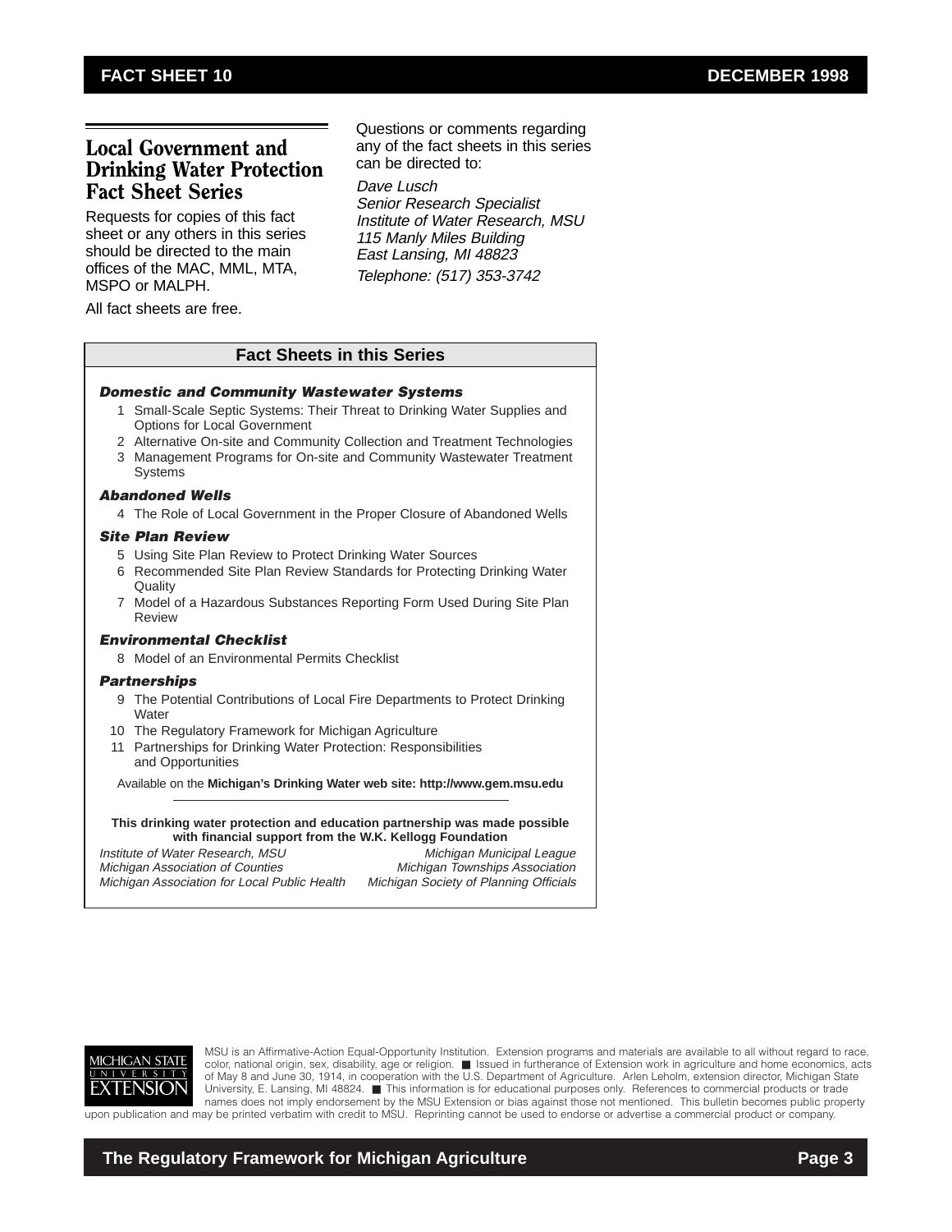## Local Government and Drinking Water Protection Fact Sheet Series

Requests for copies of this fact sheet or any others in this series should be directed to the main offices of the MAC, MML, MTA, MSPO or MALPH.

All fact sheets are free.

Questions or comments regarding any of the fact sheets in this series can be directed to:

*Dave Lusch*
*Senior Research Specialist*
*Institute of Water Research, MSU*
*115 Manly Miles Building*
*East Lansing, MI 48823*
*Telephone: (517) 353-3742*

### Fact Sheets in this Series

***Domestic and Community Wastewater Systems***

1. Small-Scale Septic Systems: Their Threat to Drinking Water Supplies and Options for Local Government
2. Alternative On-site and Community Collection and Treatment Technologies
3. Management Programs for On-site and Community Wastewater Treatment Systems

***Abandoned Wells***

4. The Role of Local Government in the Proper Closure of Abandoned Wells

***Site Plan Review***

5. Using Site Plan Review to Protect Drinking Water Sources
6. Recommended Site Plan Review Standards for Protecting Drinking Water Quality
7. Model of a Hazardous Substances Reporting Form Used During Site Plan Review

***Environmental Checklist***

8. Model of an Environmental Permits Checklist

***Partnerships***

9. The Potential Contributions of Local Fire Departments to Protect Drinking Water
10. The Regulatory Framework for Michigan Agriculture
11. Partnerships for Drinking Water Protection: Responsibilities and Opportunities

Available on the **Michigan's Drinking Water web site: http://www.gem.msu.edu**

**This drinking water protection and education partnership was made possible with financial support from the W.K. Kellogg Foundation**

*Institute of Water Research, MSU*
*Michigan Association of Counties*
*Michigan Association for Local Public Health*
*Michigan Municipal League*
*Michigan Townships Association*
*Michigan Society of Planning Officials*

MICHIGAN STATE UNIVERSITY EXTENSION

MSU is an Affirmative-Action Equal-Opportunity Institution. Extension programs and materials are available to all without regard to race, color, national origin, sex, disability, age or religion. ■ Issued in furtherance of Extension work in agriculture and home economics, acts of May 8 and June 30, 1914, in cooperation with the U.S. Department of Agriculture. Arlen Leholm, extension director, Michigan State University, E. Lansing, MI 48824. ■ This information is for educational purposes only. References to commercial products or trade names does not imply endorsement by the MSU Extension or bias against those not mentioned. This bulletin becomes public property upon publication and may be printed verbatim with credit to MSU. Reprinting cannot be used to endorse or advertise a commercial product or company.